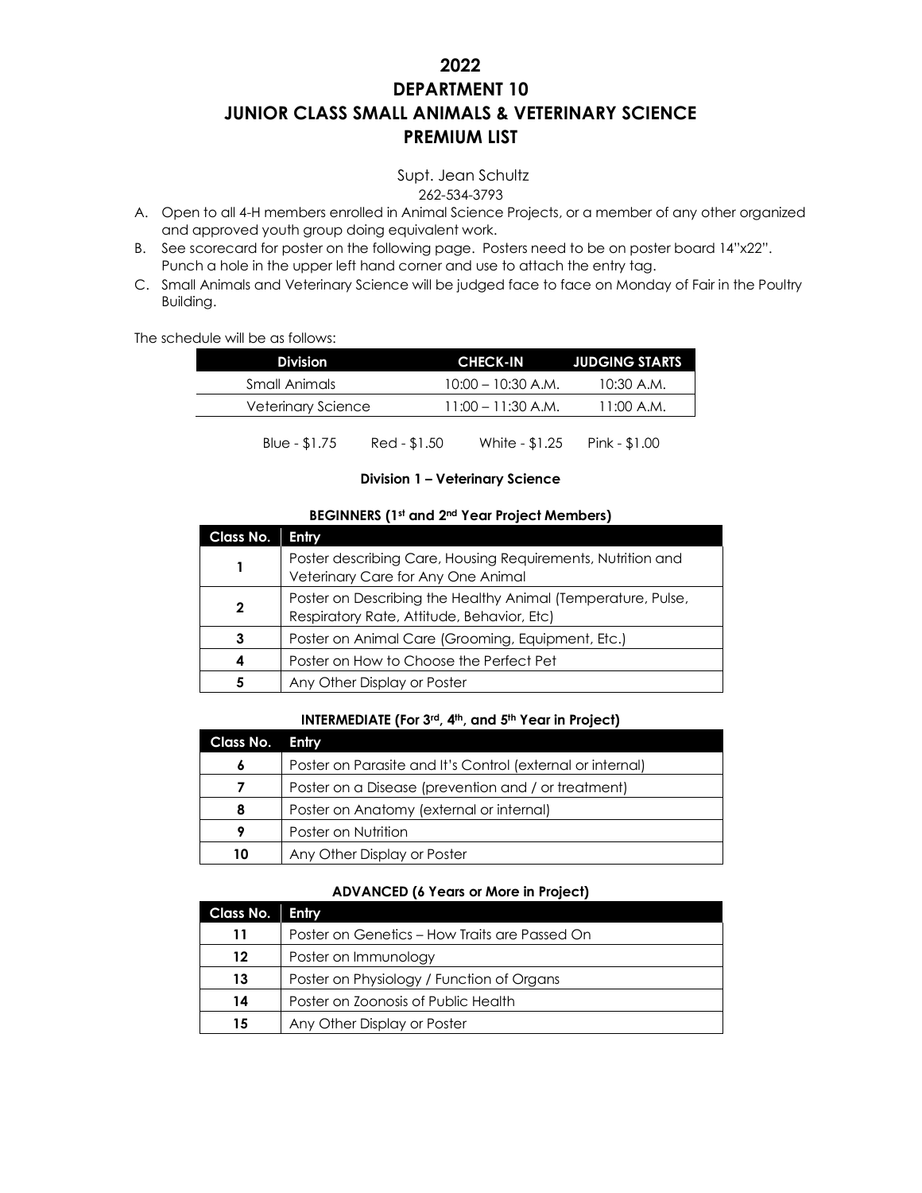# 2022
# DEPARTMENT 10
# JUNIOR CLASS SMALL ANIMALS & VETERINARY SCIENCE
# PREMIUM LIST

Supt. Jean Schultz
262-534-3793

A. Open to all 4-H members enrolled in Animal Science Projects, or a member of any other organized and approved youth group doing equivalent work.
B. See scorecard for poster on the following page. Posters need to be on poster board 14"x22". Punch a hole in the upper left hand corner and use to attach the entry tag.
C. Small Animals and Veterinary Science will be judged face to face on Monday of Fair in the Poultry Building.

The schedule will be as follows:

| Division | CHECK-IN | JUDGING STARTS |
|---|---|---|
| Small Animals | 10:00 – 10:30 A.M. | 10:30 A.M. |
| Veterinary Science | 11:00 – 11:30 A.M. | 11:00 A.M. |

Blue - $1.75 Red - $1.50 White - $1.25 Pink - $1.00

**Division 1 – Veterinary Science**

**BEGINNERS (1st and 2nd Year Project Members)**

| Class No. | Entry |
|---|---|
| 1 | Poster describing Care, Housing Requirements, Nutrition and Veterinary Care for Any One Animal |
| 2 | Poster on Describing the Healthy Animal (Temperature, Pulse, Respiratory Rate, Attitude, Behavior, Etc) |
| 3 | Poster on Animal Care (Grooming, Equipment, Etc.) |
| 4 | Poster on How to Choose the Perfect Pet |
| 5 | Any Other Display or Poster |

**INTERMEDIATE (For 3rd, 4th, and 5th Year in Project)**

| Class No. | Entry |
|---|---|
| 6 | Poster on Parasite and It's Control (external or internal) |
| 7 | Poster on a Disease (prevention and / or treatment) |
| 8 | Poster on Anatomy (external or internal) |
| 9 | Poster on Nutrition |
| 10 | Any Other Display or Poster |

**ADVANCED (6 Years or More in Project)**

| Class No. | Entry |
|---|---|
| 11 | Poster on Genetics – How Traits are Passed On |
| 12 | Poster on Immunology |
| 13 | Poster on Physiology / Function of Organs |
| 14 | Poster on Zoonosis of Public Health |
| 15 | Any Other Display or Poster |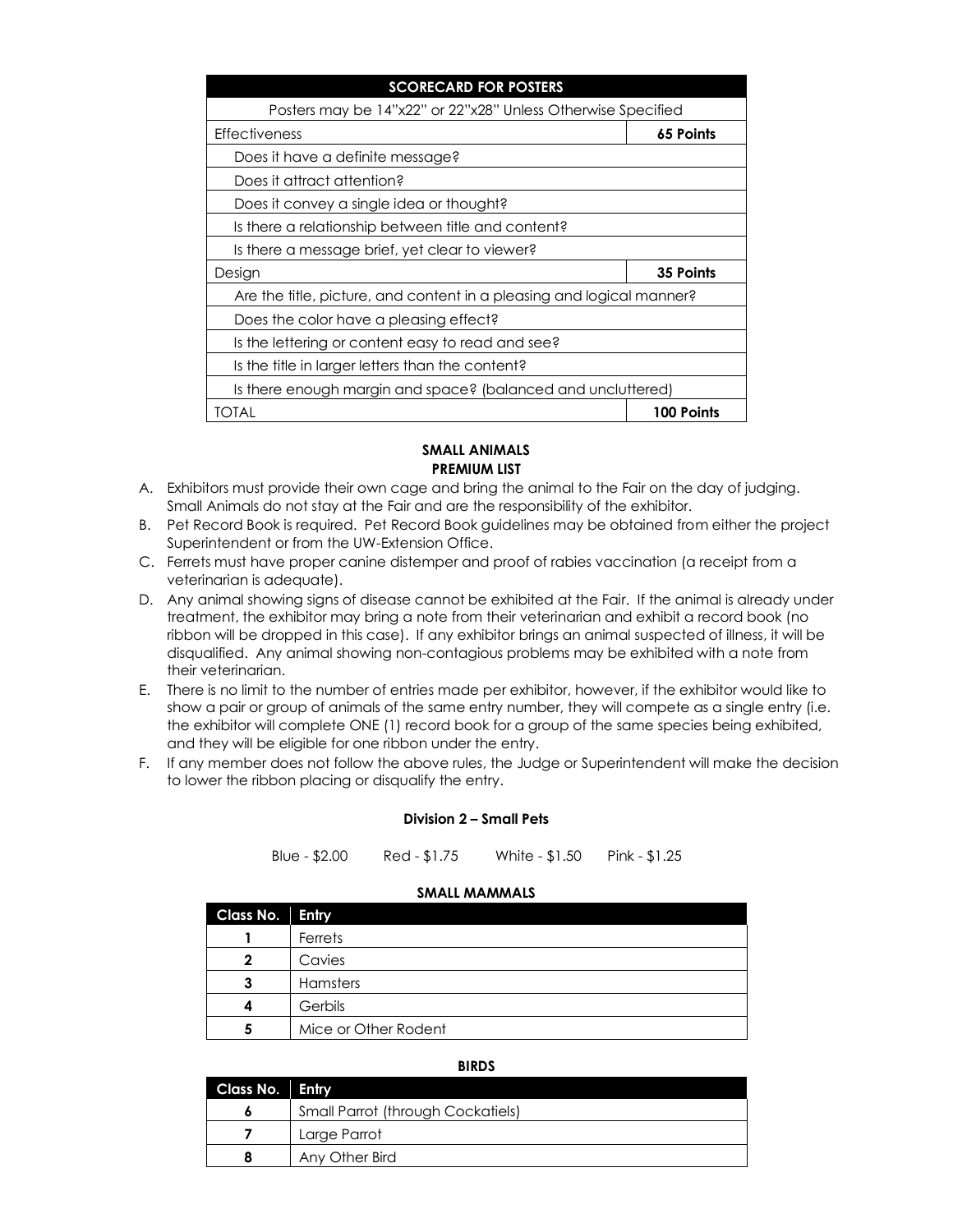| SCORECARD FOR POSTERS | |
|---|---|
| Posters may be 14"x22" or 22"x28" Unless Otherwise Specified | |
| Effectiveness | **65 Points** |
| Does it have a definite message? | |
| Does it attract attention? | |
| Does it convey a single idea or thought? | |
| Is there a relationship between title and content? | |
| Is there a message brief, yet clear to viewer? | |
| Design | **35 Points** |
| Are the title, picture, and content in a pleasing and logical manner? | |
| Does the color have a pleasing effect? | |
| Is the lettering or content easy to read and see? | |
| Is the title in larger letters than the content? | |
| Is there enough margin and space? (balanced and uncluttered) | |
| TOTAL | **100 Points** |

## SMALL ANIMALS
### PREMIUM LIST

A. Exhibitors must provide their own cage and bring the animal to the Fair on the day of judging. Small Animals do not stay at the Fair and are the responsibility of the exhibitor.
B. Pet Record Book is required. Pet Record Book guidelines may be obtained from either the project Superintendent or from the UW-Extension Office.
C. Ferrets must have proper canine distemper and proof of rabies vaccination (a receipt from a veterinarian is adequate).
D. Any animal showing signs of disease cannot be exhibited at the Fair. If the animal is already under treatment, the exhibitor may bring a note from their veterinarian and exhibit a record book (no ribbon will be dropped in this case). If any exhibitor brings an animal suspected of illness, it will be disqualified. Any animal showing non-contagious problems may be exhibited with a note from their veterinarian.
E. There is no limit to the number of entries made per exhibitor, however, if the exhibitor would like to show a pair or group of animals of the same entry number, they will compete as a single entry (i.e. the exhibitor will complete ONE (1) record book for a group of the same species being exhibited, and they will be eligible for one ribbon under the entry.
F. If any member does not follow the above rules, the Judge or Superintendent will make the decision to lower the ribbon placing or disqualify the entry.

### Division 2 – Small Pets

Blue - $2.00 Red - $1.75 White - $1.50 Pink - $1.25

**SMALL MAMMALS**

| Class No. | Entry |
|---|---|
| **1** | Ferrets |
| **2** | Cavies |
| **3** | Hamsters |
| **4** | Gerbils |
| **5** | Mice or Other Rodent |

**BIRDS**

| Class No. | Entry |
|---|---|
| **6** | Small Parrot (through Cockatiels) |
| **7** | Large Parrot |
| **8** | Any Other Bird |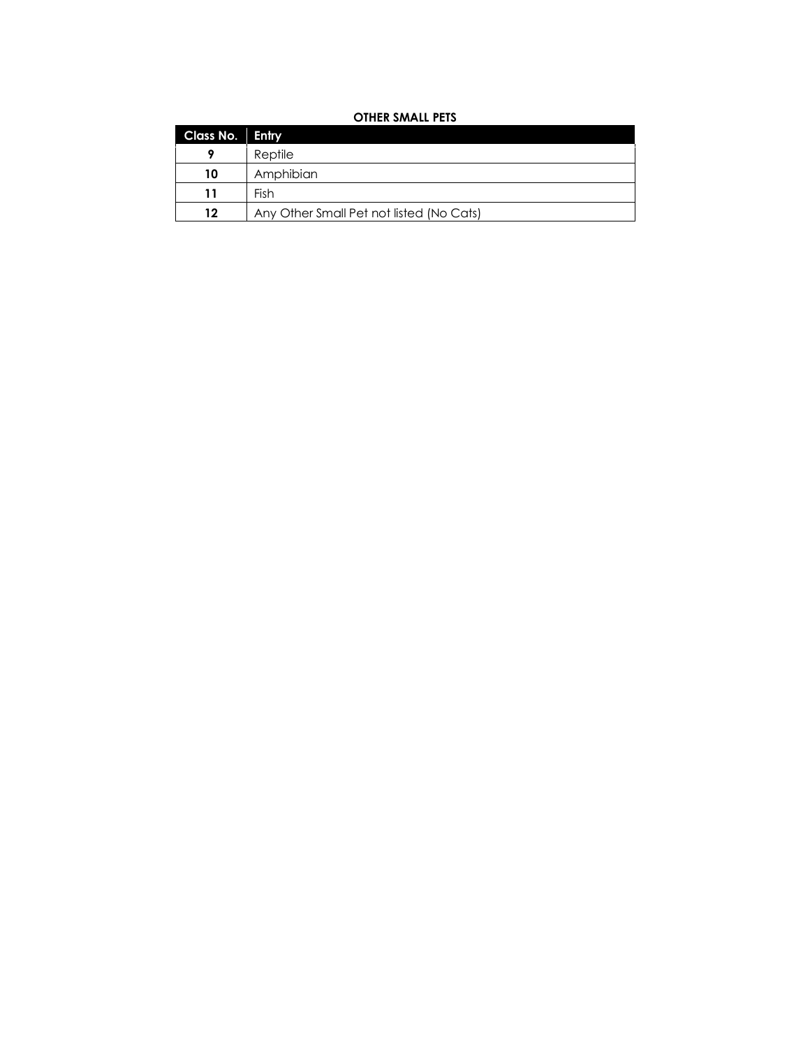**OTHER SMALL PETS**

| Class No. | Entry |
| --- | --- |
| **9** | Reptile |
| **10** | Amphibian |
| **11** | Fish |
| **12** | Any Other Small Pet not listed (No Cats) |